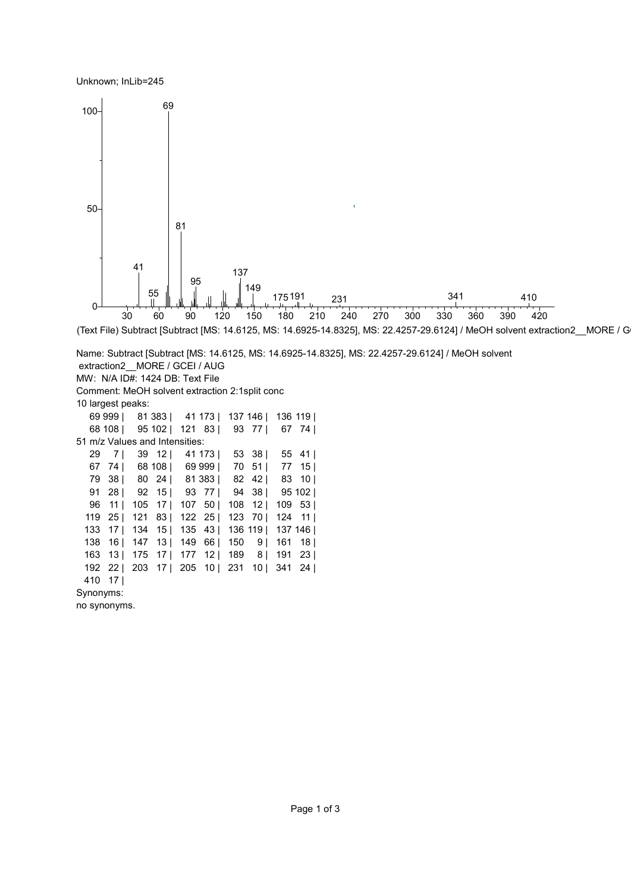Unknown; InLib=245

(Text File) Subtract [Subtract [MS: 14.6125, MS: 14.6925-14.8325], MS: 22.4257-29.6124] / MeOH solvent extraction2__MORE / G

Name: Subtract [Subtract [MS: 14.6125, MS: 14.6925-14.8325], MS: 22.4257-29.6124] / MeOH solvent extraction2__MORE / GCEI / AUG

MW: N/A ID#: 1424 DB: Text File

Comment: MeOH solvent extraction 2:1split conc

10 largest peaks:

| | | | | |
|---|---|---|---|---|
| 69 999 | 81 383 | 41 173 | 137 146 | 136 119 |
| 68 108 | 95 102 | 121 83 | 93 77 | 67 74 |

51 m/z Values and Intensities:

| | | | | |
|---|---|---|---|---|
| 29 7 | 39 12 | 41 173 | 53 38 | 55 41 |
| 67 74 | 68 108 | 69 999 | 70 51 | 77 15 |
| 79 38 | 80 24 | 81 383 | 82 42 | 83 10 |
| 91 28 | 92 15 | 93 77 | 94 38 | 95 102 |
| 96 11 | 105 17 | 107 50 | 108 12 | 109 53 |
| 119 25 | 121 83 | 122 25 | 123 70 | 124 11 |
| 133 17 | 134 15 | 135 43 | 136 119 | 137 146 |
| 138 16 | 147 13 | 149 66 | 150 9 | 161 18 |
| 163 13 | 175 17 | 177 12 | 189 8 | 191 23 |
| 192 22 | 203 17 | 205 10 | 231 10 | 341 24 |
| 410 17 | | | | |

Synonyms:

no synonyms.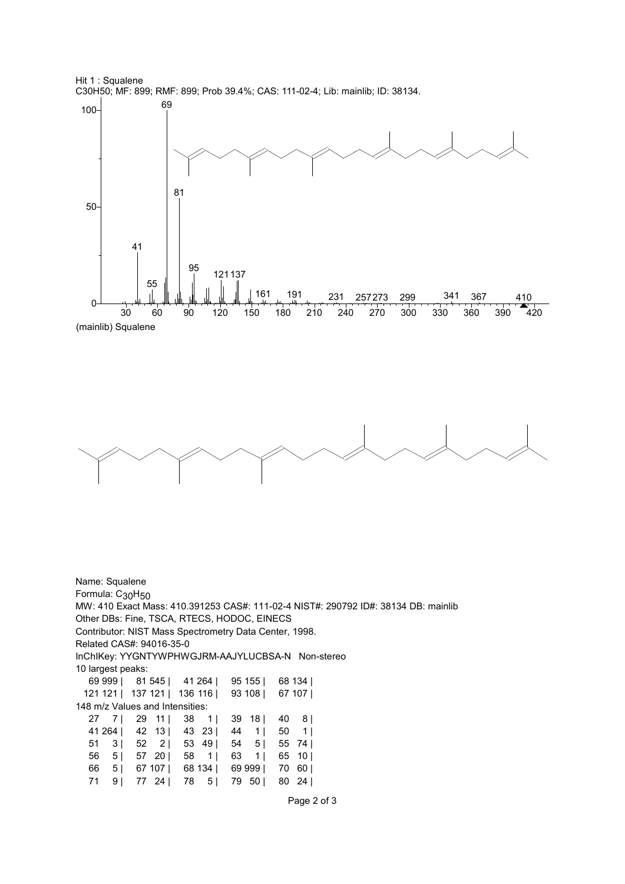Hit 1 : Squalene

C30H50; MF: 899; RMF: 899; Prob 39.4%; CAS: 111-02-4; Lib: mainlib; ID: 38134.

(mainlib) Squalene

Name: Squalene

Formula: $C_{30}H_{50}$

MW: 410 Exact Mass: 410.391253 CAS#: 111-02-4 NIST#: 290792 ID#: 38134 DB: mainlib

Other DBs: Fine, TSCA, RTECS, HODOC, EINECS

Contributor: NIST Mass Spectrometry Data Center, 1998.

Related CAS#: 94016-35-0

InChIKey: YYGNTYWPHWGJRM-AAJYLUCBSA-N Non-stereo

10 largest peaks:

| | | | | |
|---|---|---|---|---|
| 69 999 | | 81 545 | | 41 264 | | 95 155 | | 68 134 | |
| 121 121 | | 137 121 | | 136 116 | | 93 108 | | 67 107 | |

148 m/z Values and Intensities:

| | | | | |
|---|---|---|---|---|
| 27 7 | | 29 11 | | 38 1 | | 39 18 | | 40 8 | |
| 41 264 | | 42 13 | | 43 23 | | 44 1 | | 50 1 | |
| 51 3 | | 52 2 | | 53 49 | | 54 5 | | 55 74 | |
| 56 5 | | 57 20 | | 58 1 | | 63 1 | | 65 10 | |
| 66 5 | | 67 107 | | 68 134 | | 69 999 | | 70 60 | |
| 71 9 | | 77 24 | | 78 5 | | 79 50 | | 80 24 | |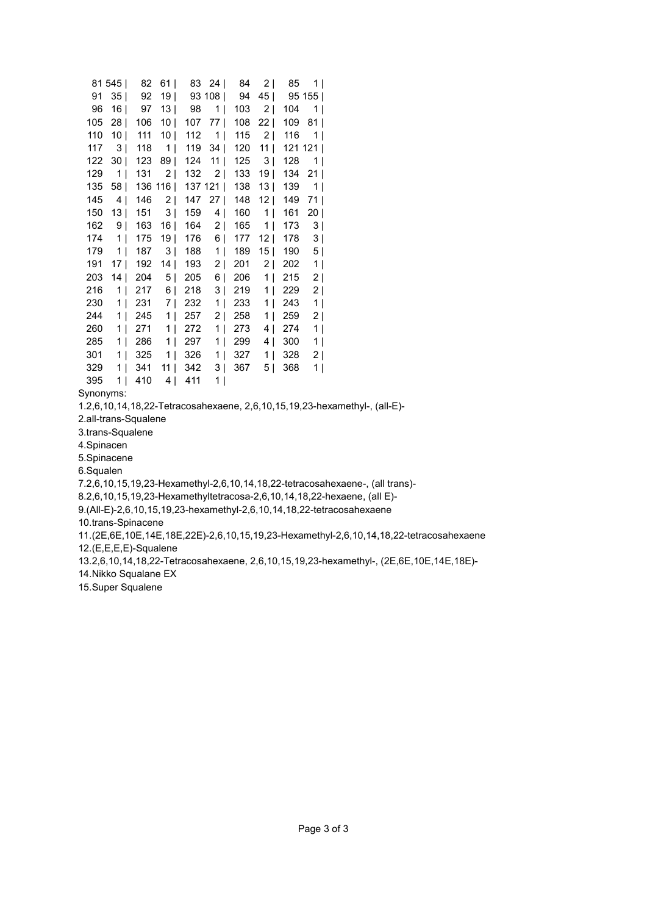| | | | | | | | | | |
|---|---|---|---|---|---|---|---|---|---|
| 81 | 545 | 82 | 61 | 83 | 24 | 84 | 2 | 85 | 1 |
| 91 | 35 | 92 | 19 | 93 | 108 | 94 | 45 | 95 | 155 |
| 96 | 16 | 97 | 13 | 98 | 1 | 103 | 2 | 104 | 1 |
| 105 | 28 | 106 | 10 | 107 | 77 | 108 | 22 | 109 | 81 |
| 110 | 10 | 111 | 10 | 112 | 1 | 115 | 2 | 116 | 1 |
| 117 | 3 | 118 | 1 | 119 | 34 | 120 | 11 | 121 | 121 |
| 122 | 30 | 123 | 89 | 124 | 11 | 125 | 3 | 128 | 1 |
| 129 | 1 | 131 | 2 | 132 | 2 | 133 | 19 | 134 | 21 |
| 135 | 58 | 136 | 116 | 137 | 121 | 138 | 13 | 139 | 1 |
| 145 | 4 | 146 | 2 | 147 | 27 | 148 | 12 | 149 | 71 |
| 150 | 13 | 151 | 3 | 159 | 4 | 160 | 1 | 161 | 20 |
| 162 | 9 | 163 | 16 | 164 | 2 | 165 | 1 | 173 | 3 |
| 174 | 1 | 175 | 19 | 176 | 6 | 177 | 12 | 178 | 3 |
| 179 | 1 | 187 | 3 | 188 | 1 | 189 | 15 | 190 | 5 |
| 191 | 17 | 192 | 14 | 193 | 2 | 201 | 2 | 202 | 1 |
| 203 | 14 | 204 | 5 | 205 | 6 | 206 | 1 | 215 | 2 |
| 216 | 1 | 217 | 6 | 218 | 3 | 219 | 1 | 229 | 2 |
| 230 | 1 | 231 | 7 | 232 | 1 | 233 | 1 | 243 | 1 |
| 244 | 1 | 245 | 1 | 257 | 2 | 258 | 1 | 259 | 2 |
| 260 | 1 | 271 | 1 | 272 | 1 | 273 | 4 | 274 | 1 |
| 285 | 1 | 286 | 1 | 297 | 1 | 299 | 4 | 300 | 1 |
| 301 | 1 | 325 | 1 | 326 | 1 | 327 | 1 | 328 | 2 |
| 329 | 1 | 341 | 11 | 342 | 3 | 367 | 5 | 368 | 1 |
| 395 | 1 | 410 | 4 | 411 | 1 | | | | |

Synonyms:

1.2,6,10,14,18,22-Tetracosahexaene, 2,6,10,15,19,23-hexamethyl-, (all-E)-
2.all-trans-Squalene
3.trans-Squalene
4.Spinacen
5.Spinacene
6.Squalen
7.2,6,10,15,19,23-Hexamethyl-2,6,10,14,18,22-tetracosahexaene-, (all trans)-
8.2,6,10,15,19,23-Hexamethyltetracosa-2,6,10,14,18,22-hexaene, (all E)-
9.(All-E)-2,6,10,15,19,23-hexamethyl-2,6,10,14,18,22-tetracosahexaene
10.trans-Spinacene
11.(2E,6E,10E,14E,18E,22E)-2,6,10,15,19,23-Hexamethyl-2,6,10,14,18,22-tetracosahexaene
12.(E,E,E,E)-Squalene
13.2,6,10,14,18,22-Tetracosahexaene, 2,6,10,15,19,23-hexamethyl-, (2E,6E,10E,14E,18E)-
14.Nikko Squalane EX
15.Super Squalene